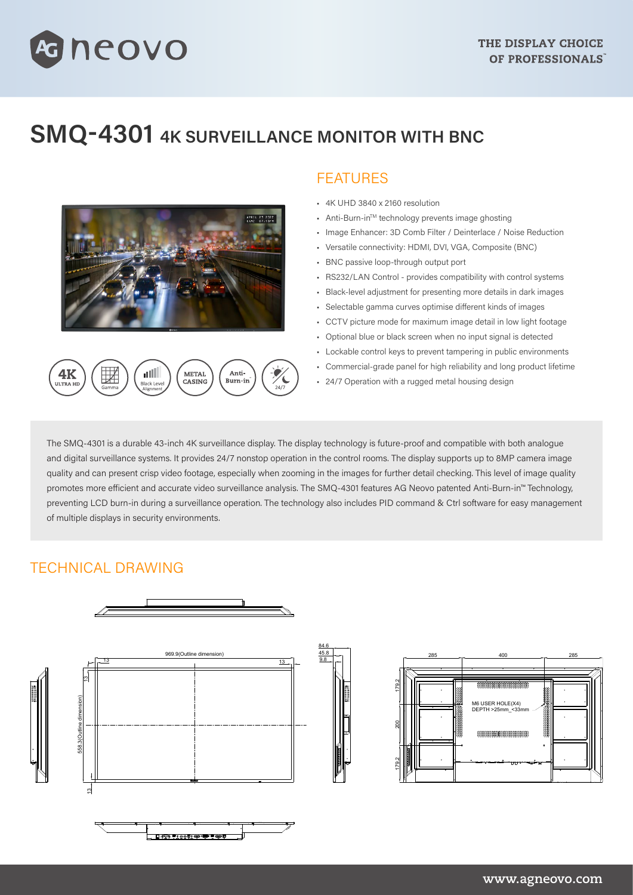# SMQ-4301 4K SURVEILLANCE MONITOR WITH BNC

## FEATURES

- 4K UHD 3840 x 2160 resolution
- Anti-Burn-in™ technology prevents image ghosting
- Image Enhancer: 3D Comb Filter / Deinterlace / Noise Reduction
- Versatile connectivity: HDMI, DVI, VGA, Composite (BNC)
- BNC passive loop-through output port
- RS232/LAN Control - provides compatibility with control systems
- Black-level adjustment for presenting more details in dark images
- Selectable gamma curves optimise different kinds of images
- CCTV picture mode for maximum image detail in low light footage
- Optional blue or black screen when no input signal is detected
- Lockable control keys to prevent tampering in public environments
- Commercial-grade panel for high reliability and long product lifetime
- 24/7 Operation with a rugged metal housing design

The SMQ-4301 is a durable 43-inch 4K surveillance display. The display technology is future-proof and compatible with both analogue and digital surveillance systems. It provides 24/7 nonstop operation in the control rooms. The display supports up to 8MP camera image quality and can present crisp video footage, especially when zooming in the images for further detail checking. This level of image quality promotes more efficient and accurate video surveillance analysis. The SMQ-4301 features AG Neovo patented Anti-Burn-in™ Technology, preventing LCD burn-in during a surveillance operation. The technology also includes PID command & Ctrl software for easy management of multiple displays in security environments.

## TECHNICAL DRAWING

969.9(Outline dimension)

558.3(Outline dimension)

13 / 13 / 13 / 13

84.6 / 45.8 / 9.8

285 / 400 / 285

179.2 / 200 / 179.2

M6 USER HOLE(X4)
DEPTH >25mm_<33mm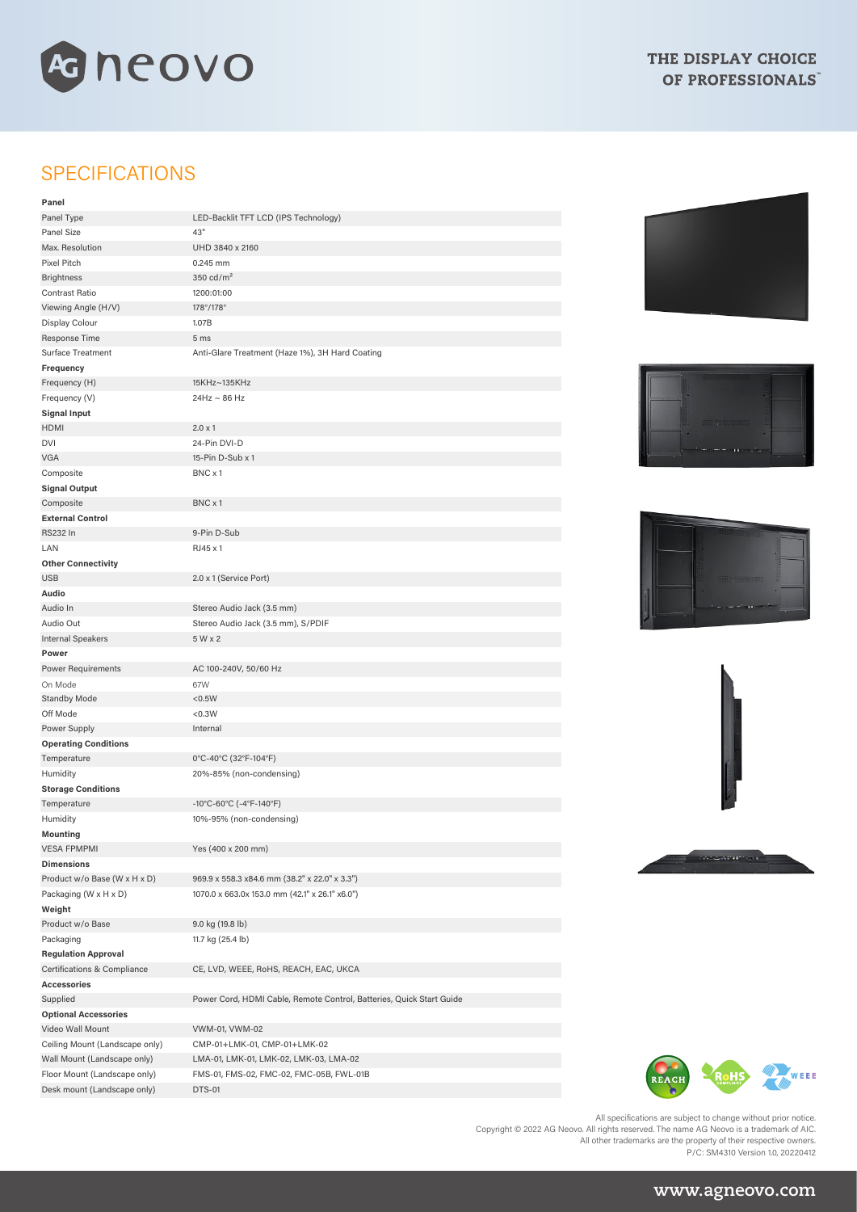THE DISPLAY CHOICE OF PROFESSIONALS™

## SPECIFICATIONS

| | |
|---|---|
| **Panel** | |
| Panel Type | LED-Backlit TFT LCD (IPS Technology) |
| Panel Size | 43" |
| Max. Resolution | UHD 3840 x 2160 |
| Pixel Pitch | 0.245 mm |
| Brightness | 350 cd/m² |
| Contrast Ratio | 1200:01:00 |
| Viewing Angle (H/V) | 178°/178° |
| Display Colour | 1.07B |
| Response Time | 5 ms |
| Surface Treatment | Anti-Glare Treatment (Haze 1%), 3H Hard Coating |
| **Frequency** | |
| Frequency (H) | 15KHz~135KHz |
| Frequency (V) | 24Hz ~ 86 Hz |
| **Signal Input** | |
| HDMI | 2.0 x 1 |
| DVI | 24-Pin DVI-D |
| VGA | 15-Pin D-Sub x 1 |
| Composite | BNC x 1 |
| **Signal Output** | |
| Composite | BNC x 1 |
| **External Control** | |
| RS232 In | 9-Pin D-Sub |
| LAN | RJ45 x 1 |
| **Other Connectivity** | |
| USB | 2.0 x 1 (Service Port) |
| **Audio** | |
| Audio In | Stereo Audio Jack (3.5 mm) |
| Audio Out | Stereo Audio Jack (3.5 mm), S/PDIF |
| Internal Speakers | 5 W x 2 |
| **Power** | |
| Power Requirements | AC 100-240V, 50/60 Hz |
| On Mode | 67W |
| Standby Mode | <0.5W |
| Off Mode | <0.3W |
| Power Supply | Internal |
| **Operating Conditions** | |
| Temperature | 0°C-40°C (32°F-104°F) |
| Humidity | 20%-85% (non-condensing) |
| **Storage Conditions** | |
| Temperature | -10°C-60°C (-4°F-140°F) |
| Humidity | 10%-95% (non-condensing) |
| **Mounting** | |
| VESA FPMPMI | Yes (400 x 200 mm) |
| **Dimensions** | |
| Product w/o Base (W x H x D) | 969.9 x 558.3 x84.6 mm (38.2" x 22.0" x 3.3") |
| Packaging (W x H x D) | 1070.0 x 663.0x 153.0 mm (42.1" x 26.1" x6.0") |
| **Weight** | |
| Product w/o Base | 9.0 kg (19.8 lb) |
| Packaging | 11.7 kg (25.4 lb) |
| **Regulation Approval** | |
| Certifications & Compliance | CE, LVD, WEEE, RoHS, REACH, EAC, UKCA |
| **Accessories** | |
| Supplied | Power Cord, HDMI Cable, Remote Control, Batteries, Quick Start Guide |
| **Optional Accessories** | |
| Video Wall Mount | VWM-01, VWM-02 |
| Ceiling Mount (Landscape only) | CMP-01+LMK-01, CMP-01+LMK-02 |
| Wall Mount (Landscape only) | LMA-01, LMK-01, LMK-02, LMK-03, LMA-02 |
| Floor Mount (Landscape only) | FMS-01, FMS-02, FMC-02, FMC-05B, FWL-01B |
| Desk mount (Landscape only) | DTS-01 |

All specifications are subject to change without prior notice.
Copyright © 2022 AG Neovo. All rights reserved. The name AG Neovo is a trademark of AIC.
All other trademarks are the property of their respective owners.
P/C: SM4310 Version 1.0, 20220412

www.agneovo.com